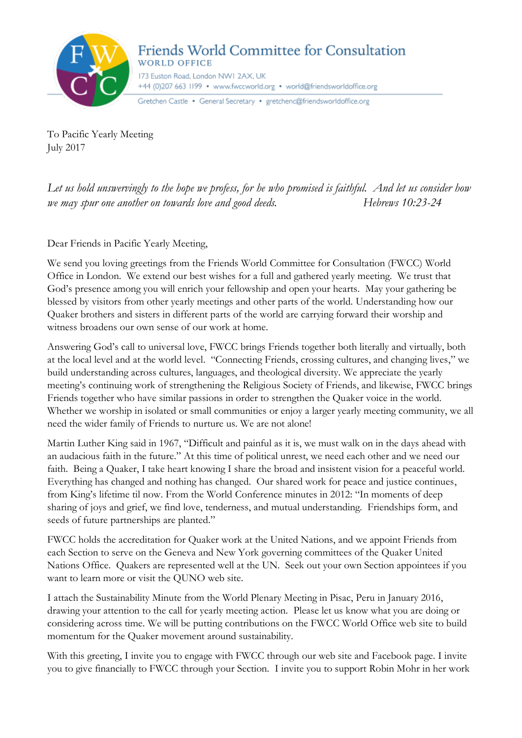**Friends World Committee for Consultation**
WORLD OFFICE
173 Euston Road, London NW1 2AX, UK
+44 (0)207 663 1199 • www.fwccworld.org • world@friendsworldoffice.org

Gretchen Castle • General Secretary • gretchenc@friendsworldoffice.org

To Pacific Yearly Meeting
July 2017

*Let us hold unswervingly to the hope we profess, for he who promised is faithful. And let us consider how we may spur one another on towards love and good deeds.* *Hebrews 10:23-24*

Dear Friends in Pacific Yearly Meeting,

We send you loving greetings from the Friends World Committee for Consultation (FWCC) World Office in London. We extend our best wishes for a full and gathered yearly meeting. We trust that God's presence among you will enrich your fellowship and open your hearts. May your gathering be blessed by visitors from other yearly meetings and other parts of the world. Understanding how our Quaker brothers and sisters in different parts of the world are carrying forward their worship and witness broadens our own sense of our work at home.

Answering God's call to universal love, FWCC brings Friends together both literally and virtually, both at the local level and at the world level. "Connecting Friends, crossing cultures, and changing lives," we build understanding across cultures, languages, and theological diversity. We appreciate the yearly meeting's continuing work of strengthening the Religious Society of Friends, and likewise, FWCC brings Friends together who have similar passions in order to strengthen the Quaker voice in the world. Whether we worship in isolated or small communities or enjoy a larger yearly meeting community, we all need the wider family of Friends to nurture us. We are not alone!

Martin Luther King said in 1967, "Difficult and painful as it is, we must walk on in the days ahead with an audacious faith in the future." At this time of political unrest, we need each other and we need our faith. Being a Quaker, I take heart knowing I share the broad and insistent vision for a peaceful world. Everything has changed and nothing has changed. Our shared work for peace and justice continues, from King's lifetime til now. From the World Conference minutes in 2012: "In moments of deep sharing of joys and grief, we find love, tenderness, and mutual understanding. Friendships form, and seeds of future partnerships are planted."

FWCC holds the accreditation for Quaker work at the United Nations, and we appoint Friends from each Section to serve on the Geneva and New York governing committees of the Quaker United Nations Office. Quakers are represented well at the UN. Seek out your own Section appointees if you want to learn more or visit the QUNO web site.

I attach the Sustainability Minute from the World Plenary Meeting in Pisac, Peru in January 2016, drawing your attention to the call for yearly meeting action. Please let us know what you are doing or considering across time. We will be putting contributions on the FWCC World Office web site to build momentum for the Quaker movement around sustainability.

With this greeting, I invite you to engage with FWCC through our web site and Facebook page. I invite you to give financially to FWCC through your Section. I invite you to support Robin Mohr in her work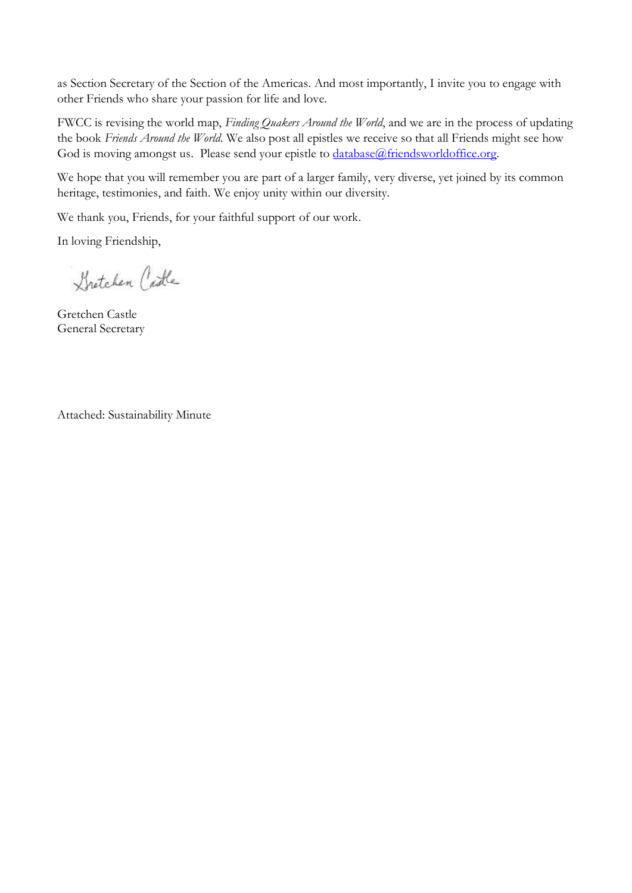as Section Secretary of the Section of the Americas. And most importantly, I invite you to engage with other Friends who share your passion for life and love.

FWCC is revising the world map, *Finding Quakers Around the World*, and we are in the process of updating the book *Friends Around the World*. We also post all epistles we receive so that all Friends might see how God is moving amongst us. Please send your epistle to database@friendsworldoffice.org.

We hope that you will remember you are part of a larger family, very diverse, yet joined by its common heritage, testimonies, and faith. We enjoy unity within our diversity.

We thank you, Friends, for your faithful support of our work.

In loving Friendship,

Gretchen Castle

Gretchen Castle  
General Secretary

Attached: Sustainability Minute